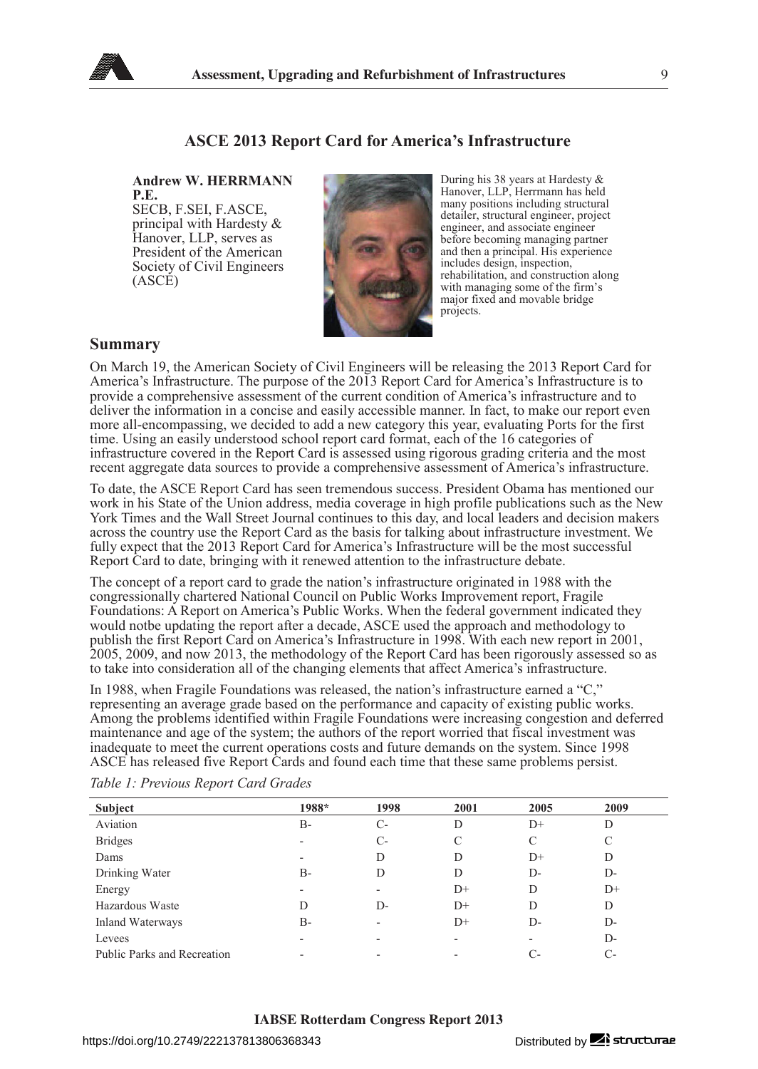## ASCE 2013 Report Card for America's Infrastructure

**Andrew W. HERRMANN P.E.**
SECB, F.SEI, F.ASCE, principal with Hardesty & Hanover, LLP, serves as President of the American Society of Civil Engineers (ASCE)

During his 38 years at Hardesty & Hanover, LLP, Herrmann has held many positions including structural detailer, structural engineer, project engineer, and associate engineer before becoming managing partner and then a principal. His experience includes design, inspection, rehabilitation, and construction along with managing some of the firm's major fixed and movable bridge projects.

### Summary

On March 19, the American Society of Civil Engineers will be releasing the 2013 Report Card for America's Infrastructure. The purpose of the 2013 Report Card for America's Infrastructure is to provide a comprehensive assessment of the current condition of America's infrastructure and to deliver the information in a concise and easily accessible manner. In fact, to make our report even more all-encompassing, we decided to add a new category this year, evaluating Ports for the first time. Using an easily understood school report card format, each of the 16 categories of infrastructure covered in the Report Card is assessed using rigorous grading criteria and the most recent aggregate data sources to provide a comprehensive assessment of America's infrastructure.

To date, the ASCE Report Card has seen tremendous success. President Obama has mentioned our work in his State of the Union address, media coverage in high profile publications such as the New York Times and the Wall Street Journal continues to this day, and local leaders and decision makers across the country use the Report Card as the basis for talking about infrastructure investment. We fully expect that the 2013 Report Card for America's Infrastructure will be the most successful Report Card to date, bringing with it renewed attention to the infrastructure debate.

The concept of a report card to grade the nation's infrastructure originated in 1988 with the congressionally chartered National Council on Public Works Improvement report, Fragile Foundations: A Report on America's Public Works. When the federal government indicated they would notbe updating the report after a decade, ASCE used the approach and methodology to publish the first Report Card on America's Infrastructure in 1998. With each new report in 2001, 2005, 2009, and now 2013, the methodology of the Report Card has been rigorously assessed so as to take into consideration all of the changing elements that affect America's infrastructure.

In 1988, when Fragile Foundations was released, the nation's infrastructure earned a "C," representing an average grade based on the performance and capacity of existing public works. Among the problems identified within Fragile Foundations were increasing congestion and deferred maintenance and age of the system; the authors of the report worried that fiscal investment was inadequate to meet the current operations costs and future demands on the system. Since 1998 ASCE has released five Report Cards and found each time that these same problems persist.

*Table 1: Previous Report Card Grades*

| Subject | 1988* | 1998 | 2001 | 2005 | 2009 |
|---|---|---|---|---|---|
| Aviation | B- | C- | D | D+ | D |
| Bridges | - | C- | C | C | C |
| Dams | - | D | D | D+ | D |
| Drinking Water | B- | D | D | D- | D- |
| Energy | - | - | D+ | D | D+ |
| Hazardous Waste | D | D- | D+ | D | D |
| Inland Waterways | B- | - | D+ | D- | D- |
| Levees | - | - | - | - | D- |
| Public Parks and Recreation | - | - | - | C- | C- |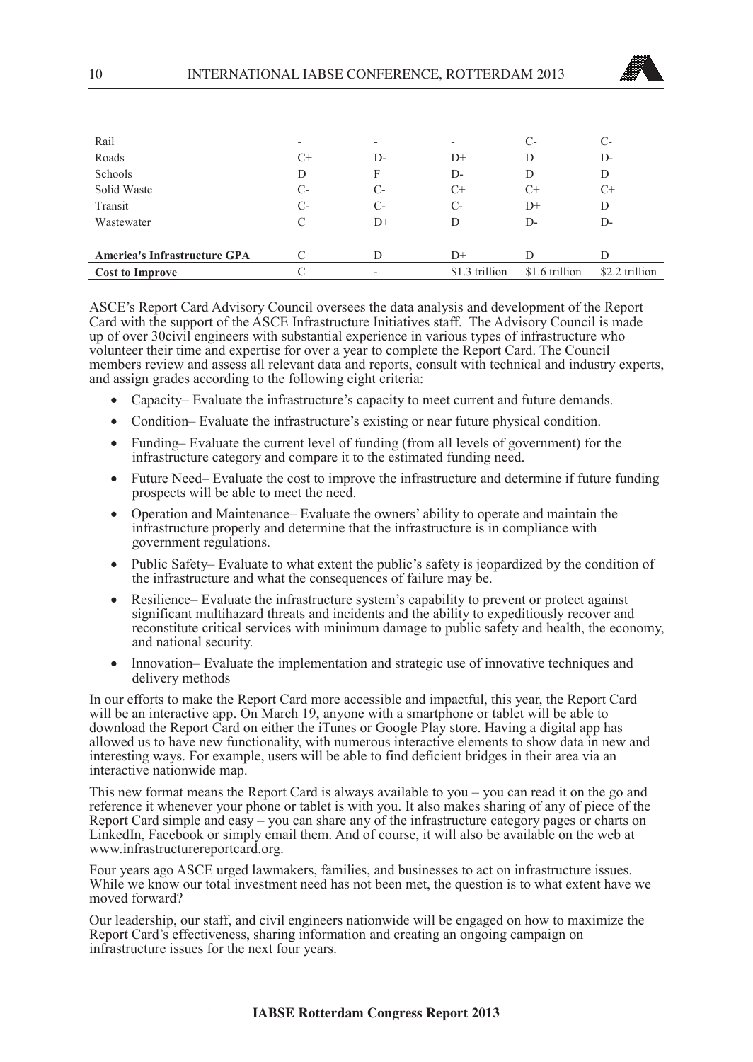| | | | | | |
|---|---|---|---|---|---|
| Rail | - | - | - | C- | C- |
| Roads | C+ | D- | D+ | D | D- |
| Schools | D | F | D- | D | D |
| Solid Waste | C- | C- | C+ | C+ | C+ |
| Transit | C- | C- | C- | D+ | D |
| Wastewater | C | D+ | D | D- | D- |
| **America's Infrastructure GPA** | C | D | D+ | D | D |
| **Cost to Improve** | C | - | \$1.3 trillion | \$1.6 trillion | \$2.2 trillion |

ASCE's Report Card Advisory Council oversees the data analysis and development of the Report Card with the support of the ASCE Infrastructure Initiatives staff. The Advisory Council is made up of over 30civil engineers with substantial experience in various types of infrastructure who volunteer their time and expertise for over a year to complete the Report Card. The Council members review and assess all relevant data and reports, consult with technical and industry experts, and assign grades according to the following eight criteria:

- Capacity– Evaluate the infrastructure's capacity to meet current and future demands.
- Condition– Evaluate the infrastructure's existing or near future physical condition.
- Funding– Evaluate the current level of funding (from all levels of government) for the infrastructure category and compare it to the estimated funding need.
- Future Need– Evaluate the cost to improve the infrastructure and determine if future funding prospects will be able to meet the need.
- Operation and Maintenance– Evaluate the owners' ability to operate and maintain the infrastructure properly and determine that the infrastructure is in compliance with government regulations.
- Public Safety– Evaluate to what extent the public's safety is jeopardized by the condition of the infrastructure and what the consequences of failure may be.
- Resilience– Evaluate the infrastructure system's capability to prevent or protect against significant multihazard threats and incidents and the ability to expeditiously recover and reconstitute critical services with minimum damage to public safety and health, the economy, and national security.
- Innovation– Evaluate the implementation and strategic use of innovative techniques and delivery methods

In our efforts to make the Report Card more accessible and impactful, this year, the Report Card will be an interactive app. On March 19, anyone with a smartphone or tablet will be able to download the Report Card on either the iTunes or Google Play store. Having a digital app has allowed us to have new functionality, with numerous interactive elements to show data in new and interesting ways. For example, users will be able to find deficient bridges in their area via an interactive nationwide map.

This new format means the Report Card is always available to you – you can read it on the go and reference it whenever your phone or tablet is with you. It also makes sharing of any of piece of the Report Card simple and easy – you can share any of the infrastructure category pages or charts on LinkedIn, Facebook or simply email them. And of course, it will also be available on the web at www.infrastructurereportcard.org.

Four years ago ASCE urged lawmakers, families, and businesses to act on infrastructure issues. While we know our total investment need has not been met, the question is to what extent have we moved forward?

Our leadership, our staff, and civil engineers nationwide will be engaged on how to maximize the Report Card's effectiveness, sharing information and creating an ongoing campaign on infrastructure issues for the next four years.